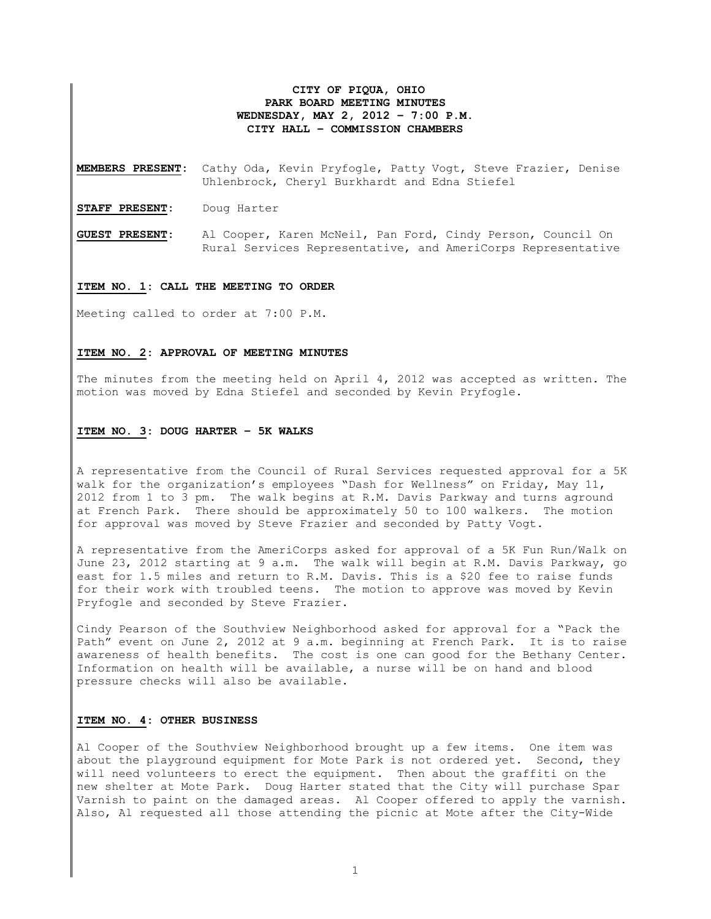**CITY OF PIQUA, OHIO**
**PARK BOARD MEETING MINUTES**
**WEDNESDAY, MAY 2, 2012 – 7:00 P.M.**
**CITY HALL – COMMISSION CHAMBERS**

**MEMBERS PRESENT:** Cathy Oda, Kevin Pryfogle, Patty Vogt, Steve Frazier, Denise Uhlenbrock, Cheryl Burkhardt and Edna Stiefel

**STAFF PRESENT:** Doug Harter

**GUEST PRESENT:** Al Cooper, Karen McNeil, Pan Ford, Cindy Person, Council On Rural Services Representative, and AmeriCorps Representative

**ITEM NO. 1: CALL THE MEETING TO ORDER**

Meeting called to order at 7:00 P.M.

**ITEM NO. 2: APPROVAL OF MEETING MINUTES**

The minutes from the meeting held on April 4, 2012 was accepted as written. The motion was moved by Edna Stiefel and seconded by Kevin Pryfogle.

**ITEM NO. 3: DOUG HARTER – 5K WALKS**

A representative from the Council of Rural Services requested approval for a 5K walk for the organization's employees "Dash for Wellness" on Friday, May 11, 2012 from 1 to 3 pm. The walk begins at R.M. Davis Parkway and turns aground at French Park. There should be approximately 50 to 100 walkers. The motion for approval was moved by Steve Frazier and seconded by Patty Vogt.

A representative from the AmeriCorps asked for approval of a 5K Fun Run/Walk on June 23, 2012 starting at 9 a.m. The walk will begin at R.M. Davis Parkway, go east for 1.5 miles and return to R.M. Davis. This is a $20 fee to raise funds for their work with troubled teens. The motion to approve was moved by Kevin Pryfogle and seconded by Steve Frazier.

Cindy Pearson of the Southview Neighborhood asked for approval for a "Pack the Path" event on June 2, 2012 at 9 a.m. beginning at French Park. It is to raise awareness of health benefits. The cost is one can good for the Bethany Center. Information on health will be available, a nurse will be on hand and blood pressure checks will also be available.

**ITEM NO. 4: OTHER BUSINESS**

Al Cooper of the Southview Neighborhood brought up a few items. One item was about the playground equipment for Mote Park is not ordered yet. Second, they will need volunteers to erect the equipment. Then about the graffiti on the new shelter at Mote Park. Doug Harter stated that the City will purchase Spar Varnish to paint on the damaged areas. Al Cooper offered to apply the varnish. Also, Al requested all those attending the picnic at Mote after the City-Wide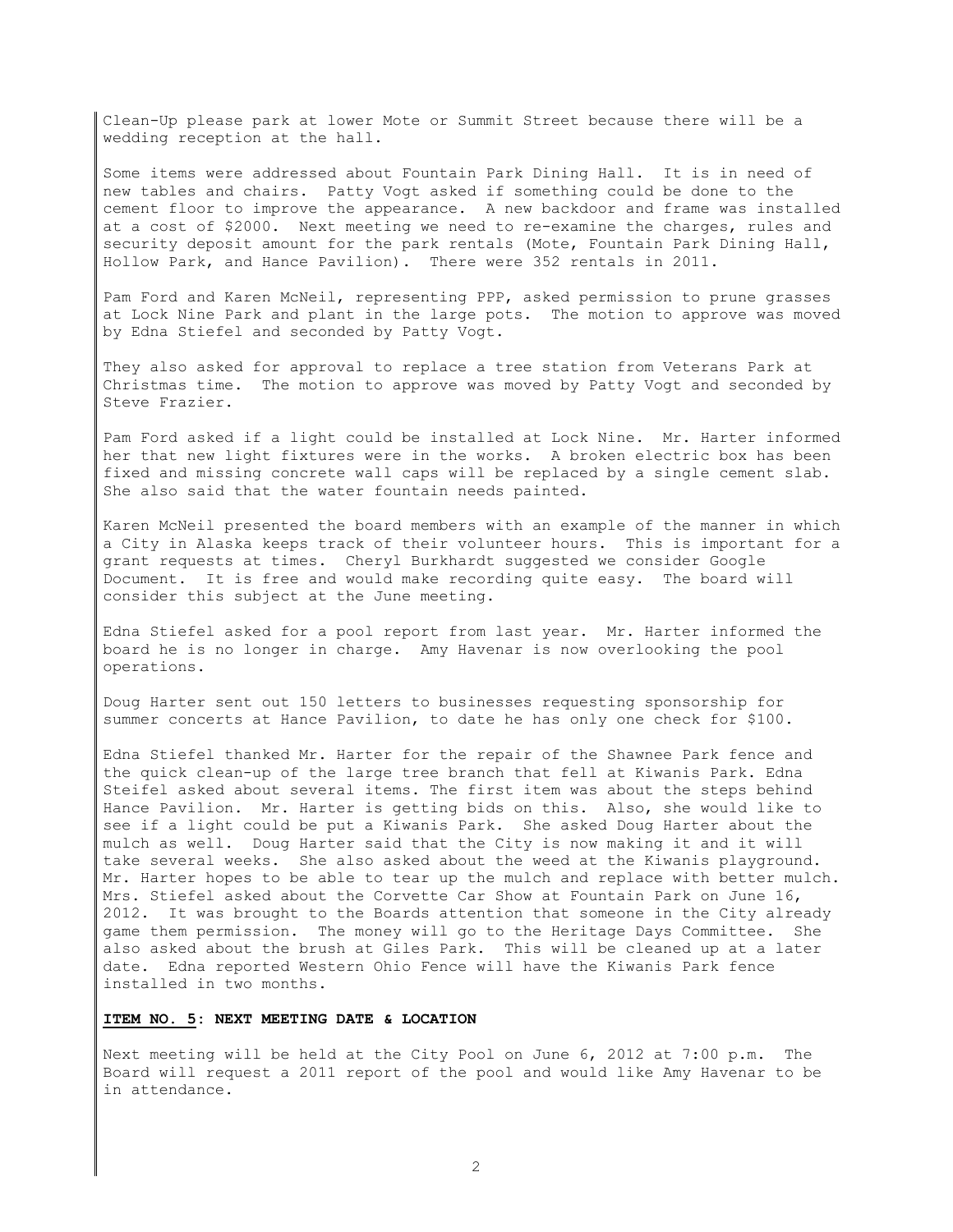Clean-Up please park at lower Mote or Summit Street because there will be a wedding reception at the hall.

Some items were addressed about Fountain Park Dining Hall. It is in need of new tables and chairs. Patty Vogt asked if something could be done to the cement floor to improve the appearance. A new backdoor and frame was installed at a cost of $2000. Next meeting we need to re-examine the charges, rules and security deposit amount for the park rentals (Mote, Fountain Park Dining Hall, Hollow Park, and Hance Pavilion). There were 352 rentals in 2011.

Pam Ford and Karen McNeil, representing PPP, asked permission to prune grasses at Lock Nine Park and plant in the large pots. The motion to approve was moved by Edna Stiefel and seconded by Patty Vogt.

They also asked for approval to replace a tree station from Veterans Park at Christmas time. The motion to approve was moved by Patty Vogt and seconded by Steve Frazier.

Pam Ford asked if a light could be installed at Lock Nine. Mr. Harter informed her that new light fixtures were in the works. A broken electric box has been fixed and missing concrete wall caps will be replaced by a single cement slab. She also said that the water fountain needs painted.

Karen McNeil presented the board members with an example of the manner in which a City in Alaska keeps track of their volunteer hours. This is important for a grant requests at times. Cheryl Burkhardt suggested we consider Google Document. It is free and would make recording quite easy. The board will consider this subject at the June meeting.

Edna Stiefel asked for a pool report from last year. Mr. Harter informed the board he is no longer in charge. Amy Havenar is now overlooking the pool operations.

Doug Harter sent out 150 letters to businesses requesting sponsorship for summer concerts at Hance Pavilion, to date he has only one check for $100.

Edna Stiefel thanked Mr. Harter for the repair of the Shawnee Park fence and the quick clean-up of the large tree branch that fell at Kiwanis Park. Edna Steifel asked about several items. The first item was about the steps behind Hance Pavilion. Mr. Harter is getting bids on this. Also, she would like to see if a light could be put a Kiwanis Park. She asked Doug Harter about the mulch as well. Doug Harter said that the City is now making it and it will take several weeks. She also asked about the weed at the Kiwanis playground. Mr. Harter hopes to be able to tear up the mulch and replace with better mulch. Mrs. Stiefel asked about the Corvette Car Show at Fountain Park on June 16, 2012. It was brought to the Boards attention that someone in the City already game them permission. The money will go to the Heritage Days Committee. She also asked about the brush at Giles Park. This will be cleaned up at a later date. Edna reported Western Ohio Fence will have the Kiwanis Park fence installed in two months.

**ITEM NO. 5: NEXT MEETING DATE & LOCATION**

Next meeting will be held at the City Pool on June 6, 2012 at 7:00 p.m. The Board will request a 2011 report of the pool and would like Amy Havenar to be in attendance.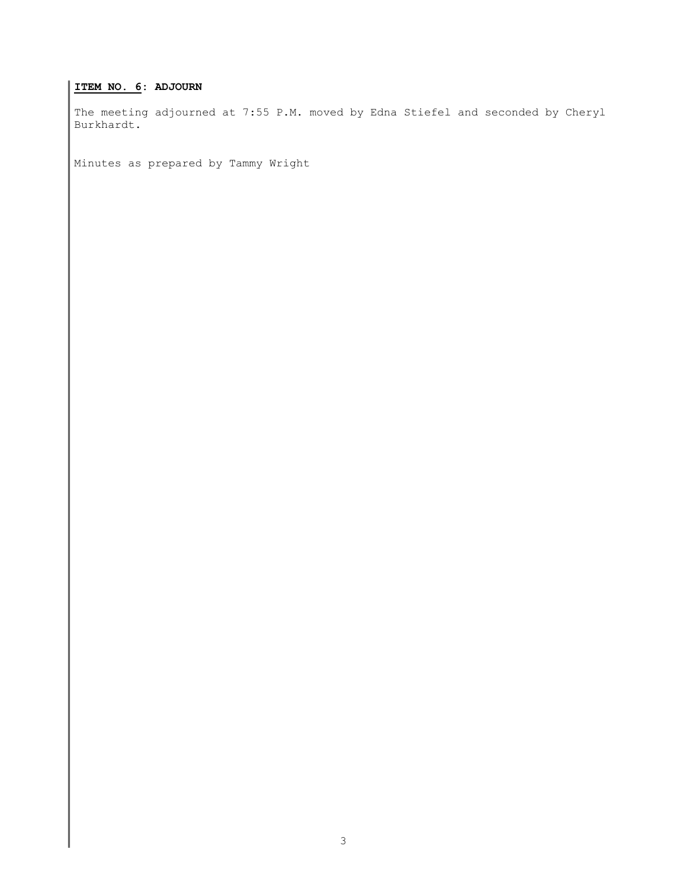**ITEM NO. 6: ADJOURN**

The meeting adjourned at 7:55 P.M. moved by Edna Stiefel and seconded by Cheryl Burkhardt.

Minutes as prepared by Tammy Wright